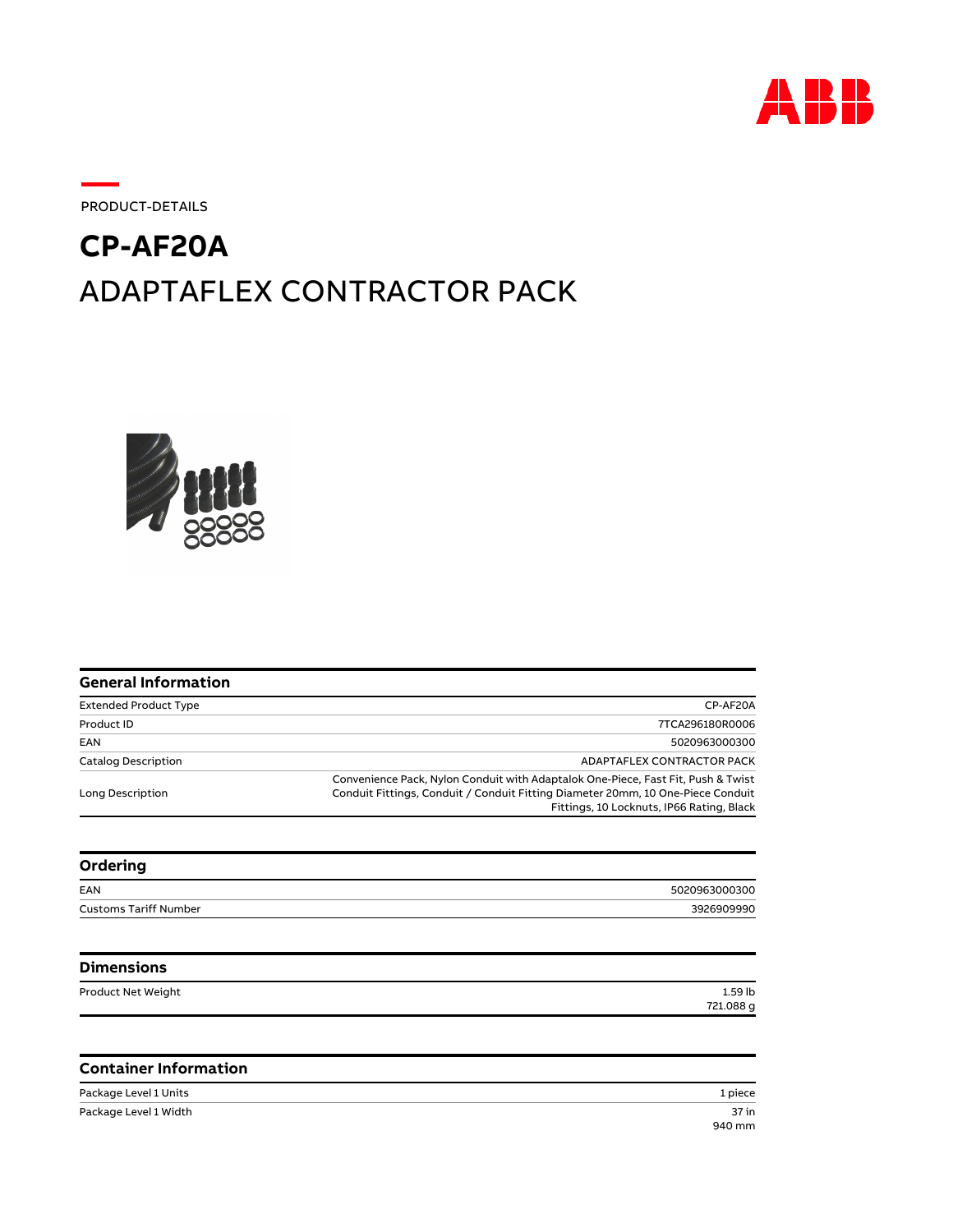PRODUCT-DETAILS

# CP-AF20A

## ADAPTAFLEX CONTRACTOR PACK

### General Information

| | |
|---|---|
| Extended Product Type | CP-AF20A |
| Product ID | 7TCA296180R0006 |
| EAN | 5020963000300 |
| Catalog Description | ADAPTAFLEX CONTRACTOR PACK |
| Long Description | Convenience Pack, Nylon Conduit with Adaptalok One-Piece, Fast Fit, Push & Twist Conduit Fittings, Conduit / Conduit Fitting Diameter 20mm, 10 One-Piece Conduit Fittings, 10 Locknuts, IP66 Rating, Black |

### Ordering

| | |
|---|---|
| EAN | 5020963000300 |
| Customs Tariff Number | 3926909990 |

### Dimensions

| | |
|---|---|
| Product Net Weight | 1.59 lb<br>721.088 g |

### Container Information

| | |
|---|---|
| Package Level 1 Units | 1 piece |
| Package Level 1 Width | 37 in<br>940 mm |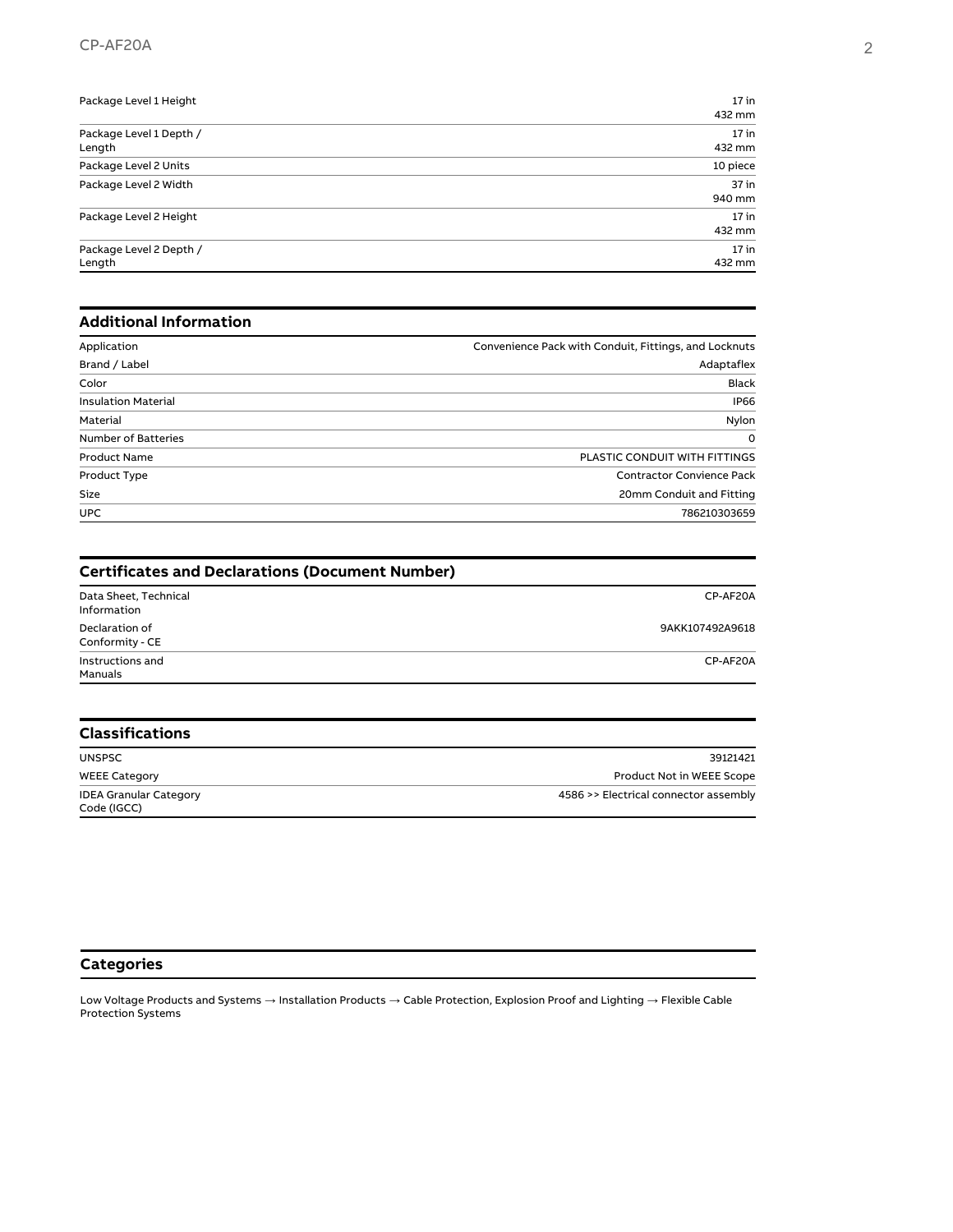| | |
|---|---|
| Package Level 1 Height | 17 in<br>432 mm |
| Package Level 1 Depth / Length | 17 in<br>432 mm |
| Package Level 2 Units | 10 piece |
| Package Level 2 Width | 37 in<br>940 mm |
| Package Level 2 Height | 17 in<br>432 mm |
| Package Level 2 Depth / Length | 17 in<br>432 mm |

## Additional Information

| | |
|---|---|
| Application | Convenience Pack with Conduit, Fittings, and Locknuts |
| Brand / Label | Adaptaflex |
| Color | Black |
| Insulation Material | IP66 |
| Material | Nylon |
| Number of Batteries | 0 |
| Product Name | PLASTIC CONDUIT WITH FITTINGS |
| Product Type | Contractor Convience Pack |
| Size | 20mm Conduit and Fitting |
| UPC | 786210303659 |

## Certificates and Declarations (Document Number)

| | |
|---|---|
| Data Sheet, Technical Information | CP-AF20A |
| Declaration of Conformity - CE | 9AKK107492A9618 |
| Instructions and Manuals | CP-AF20A |

## Classifications

| | |
|---|---|
| UNSPSC | 39121421 |
| WEEE Category | Product Not in WEEE Scope |
| IDEA Granular Category Code (IGCC) | 4586 >> Electrical connector assembly |

## Categories

Low Voltage Products and Systems → Installation Products → Cable Protection, Explosion Proof and Lighting → Flexible Cable Protection Systems